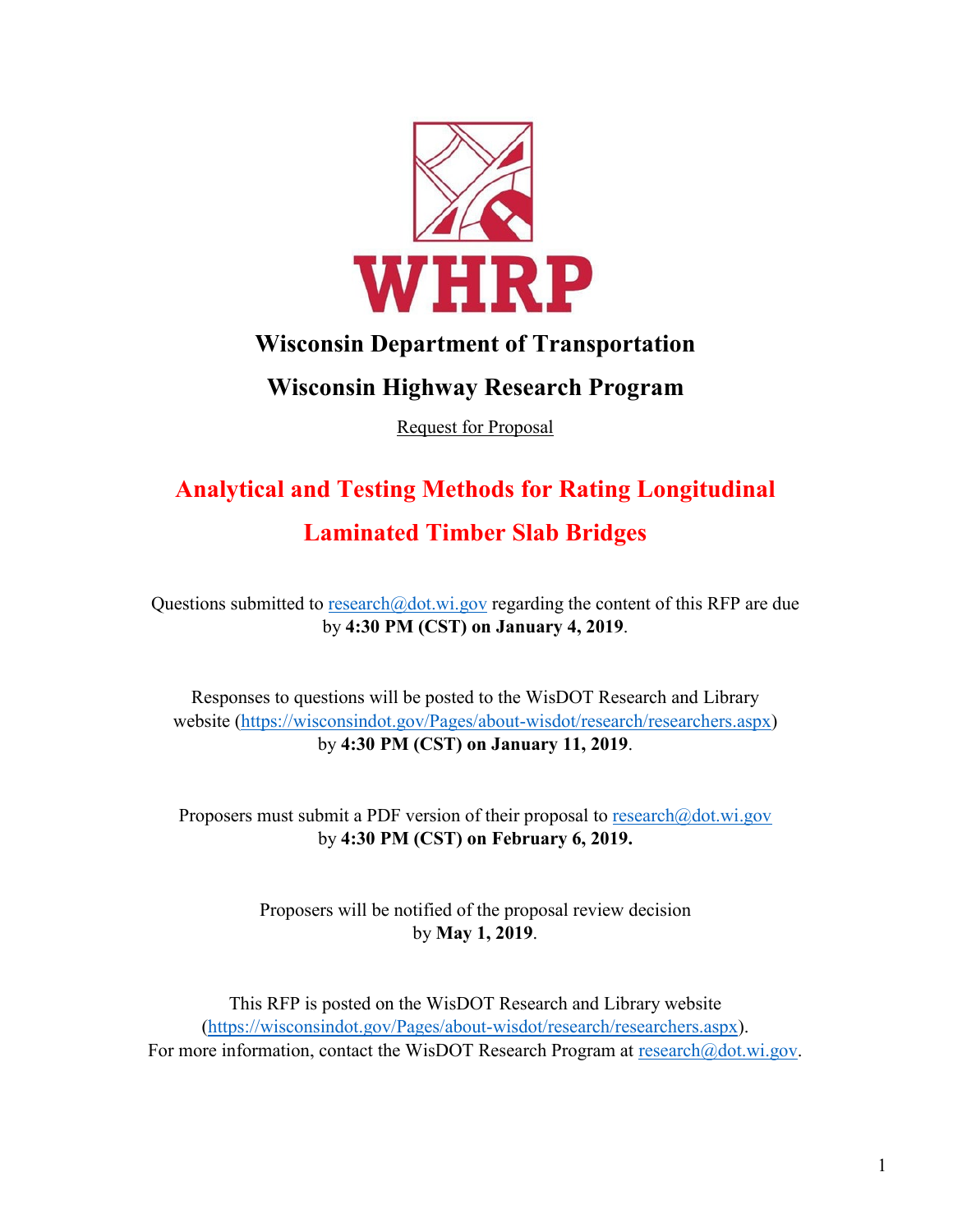WHRP

# Wisconsin Department of Transportation

# Wisconsin Highway Research Program

Request for Proposal

# Analytical and Testing Methods for Rating Longitudinal Laminated Timber Slab Bridges

Questions submitted to research@dot.wi.gov regarding the content of this RFP are due by **4:30 PM (CST) on January 4, 2019**.

Responses to questions will be posted to the WisDOT Research and Library website (https://wisconsindot.gov/Pages/about-wisdot/research/researchers.aspx) by **4:30 PM (CST) on January 11, 2019**.

Proposers must submit a PDF version of their proposal to research@dot.wi.gov by **4:30 PM (CST) on February 6, 2019.**

Proposers will be notified of the proposal review decision by **May 1, 2019**.

This RFP is posted on the WisDOT Research and Library website (https://wisconsindot.gov/Pages/about-wisdot/research/researchers.aspx). For more information, contact the WisDOT Research Program at research@dot.wi.gov.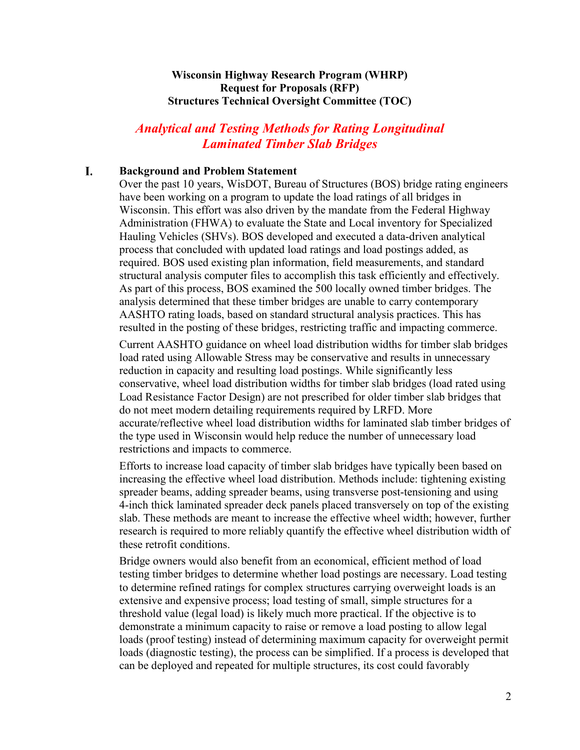**Wisconsin Highway Research Program (WHRP)**
**Request for Proposals (RFP)**
**Structures Technical Oversight Committee (TOC)**

# *Analytical and Testing Methods for Rating Longitudinal Laminated Timber Slab Bridges*

## I. Background and Problem Statement

Over the past 10 years, WisDOT, Bureau of Structures (BOS) bridge rating engineers have been working on a program to update the load ratings of all bridges in Wisconsin. This effort was also driven by the mandate from the Federal Highway Administration (FHWA) to evaluate the State and Local inventory for Specialized Hauling Vehicles (SHVs). BOS developed and executed a data-driven analytical process that concluded with updated load ratings and load postings added, as required. BOS used existing plan information, field measurements, and standard structural analysis computer files to accomplish this task efficiently and effectively. As part of this process, BOS examined the 500 locally owned timber bridges. The analysis determined that these timber bridges are unable to carry contemporary AASHTO rating loads, based on standard structural analysis practices. This has resulted in the posting of these bridges, restricting traffic and impacting commerce.

Current AASHTO guidance on wheel load distribution widths for timber slab bridges load rated using Allowable Stress may be conservative and results in unnecessary reduction in capacity and resulting load postings. While significantly less conservative, wheel load distribution widths for timber slab bridges (load rated using Load Resistance Factor Design) are not prescribed for older timber slab bridges that do not meet modern detailing requirements required by LRFD. More accurate/reflective wheel load distribution widths for laminated slab timber bridges of the type used in Wisconsin would help reduce the number of unnecessary load restrictions and impacts to commerce.

Efforts to increase load capacity of timber slab bridges have typically been based on increasing the effective wheel load distribution. Methods include: tightening existing spreader beams, adding spreader beams, using transverse post-tensioning and using 4-inch thick laminated spreader deck panels placed transversely on top of the existing slab. These methods are meant to increase the effective wheel width; however, further research is required to more reliably quantify the effective wheel distribution width of these retrofit conditions.

Bridge owners would also benefit from an economical, efficient method of load testing timber bridges to determine whether load postings are necessary. Load testing to determine refined ratings for complex structures carrying overweight loads is an extensive and expensive process; load testing of small, simple structures for a threshold value (legal load) is likely much more practical. If the objective is to demonstrate a minimum capacity to raise or remove a load posting to allow legal loads (proof testing) instead of determining maximum capacity for overweight permit loads (diagnostic testing), the process can be simplified. If a process is developed that can be deployed and repeated for multiple structures, its cost could favorably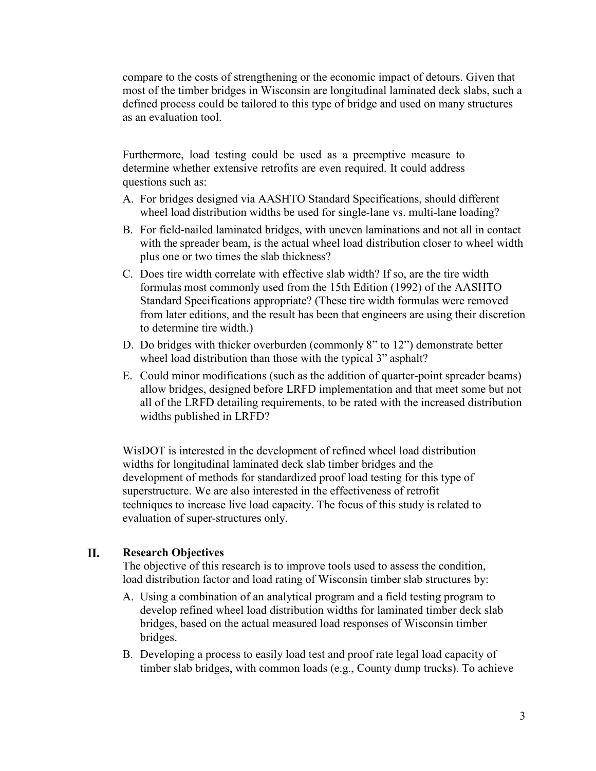compare to the costs of strengthening or the economic impact of detours. Given that most of the timber bridges in Wisconsin are longitudinal laminated deck slabs, such a defined process could be tailored to this type of bridge and used on many structures as an evaluation tool.

Furthermore, load testing could be used as a preemptive measure to determine whether extensive retrofits are even required. It could address questions such as:

A. For bridges designed via AASHTO Standard Specifications, should different wheel load distribution widths be used for single-lane vs. multi-lane loading?
B. For field-nailed laminated bridges, with uneven laminations and not all in contact with the spreader beam, is the actual wheel load distribution closer to wheel width plus one or two times the slab thickness?
C. Does tire width correlate with effective slab width? If so, are the tire width formulas most commonly used from the 15th Edition (1992) of the AASHTO Standard Specifications appropriate? (These tire width formulas were removed from later editions, and the result has been that engineers are using their discretion to determine tire width.)
D. Do bridges with thicker overburden (commonly 8" to 12") demonstrate better wheel load distribution than those with the typical 3" asphalt?
E. Could minor modifications (such as the addition of quarter-point spreader beams) allow bridges, designed before LRFD implementation and that meet some but not all of the LRFD detailing requirements, to be rated with the increased distribution widths published in LRFD?

WisDOT is interested in the development of refined wheel load distribution widths for longitudinal laminated deck slab timber bridges and the development of methods for standardized proof load testing for this type of superstructure. We are also interested in the effectiveness of retrofit techniques to increase live load capacity. The focus of this study is related to evaluation of super-structures only.

## II. Research Objectives

The objective of this research is to improve tools used to assess the condition, load distribution factor and load rating of Wisconsin timber slab structures by:

A. Using a combination of an analytical program and a field testing program to develop refined wheel load distribution widths for laminated timber deck slab bridges, based on the actual measured load responses of Wisconsin timber bridges.
B. Developing a process to easily load test and proof rate legal load capacity of timber slab bridges, with common loads (e.g., County dump trucks). To achieve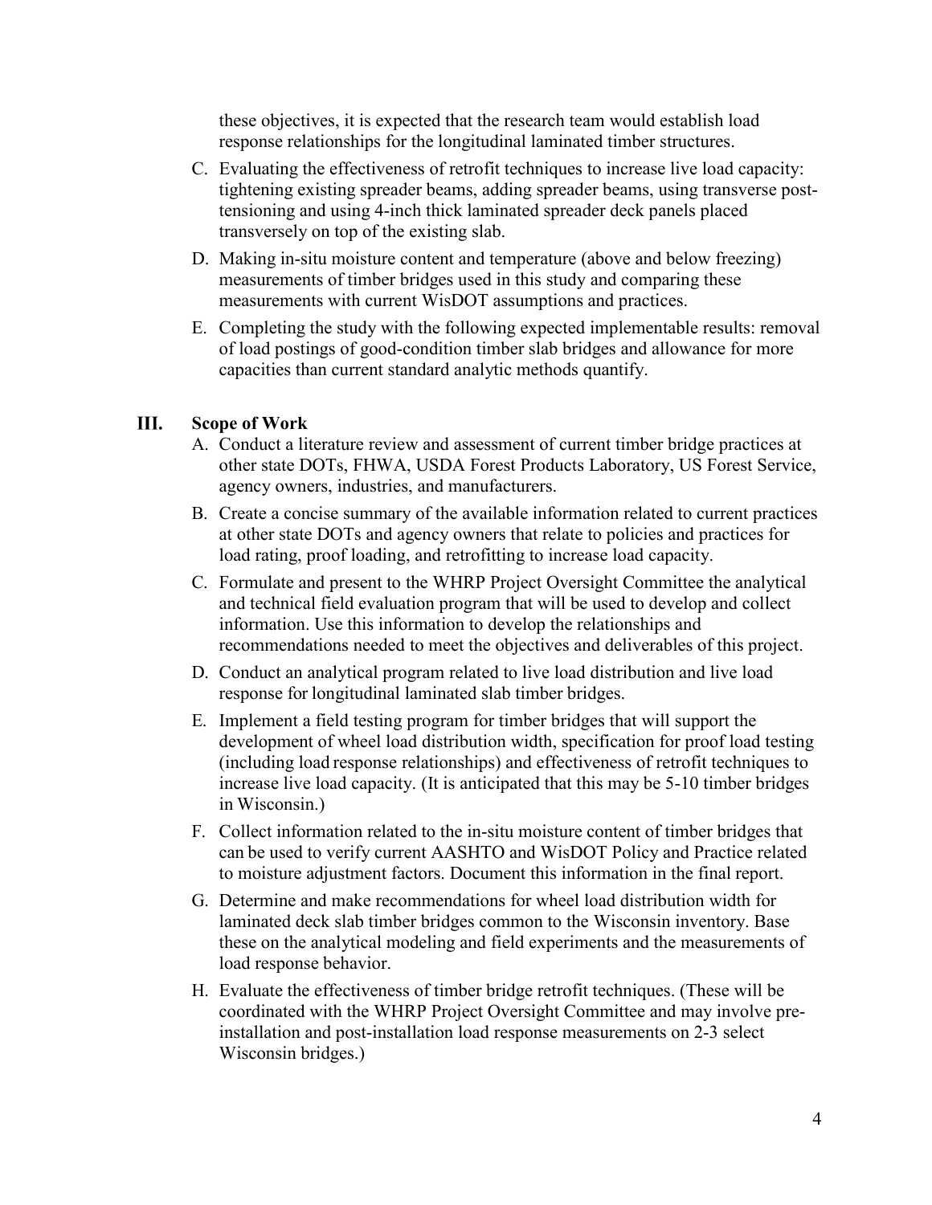these objectives, it is expected that the research team would establish load response relationships for the longitudinal laminated timber structures.

C. Evaluating the effectiveness of retrofit techniques to increase live load capacity: tightening existing spreader beams, adding spreader beams, using transverse post-tensioning and using 4-inch thick laminated spreader deck panels placed transversely on top of the existing slab.

D. Making in-situ moisture content and temperature (above and below freezing) measurements of timber bridges used in this study and comparing these measurements with current WisDOT assumptions and practices.

E. Completing the study with the following expected implementable results: removal of load postings of good-condition timber slab bridges and allowance for more capacities than current standard analytic methods quantify.

## III. Scope of Work

A. Conduct a literature review and assessment of current timber bridge practices at other state DOTs, FHWA, USDA Forest Products Laboratory, US Forest Service, agency owners, industries, and manufacturers.

B. Create a concise summary of the available information related to current practices at other state DOTs and agency owners that relate to policies and practices for load rating, proof loading, and retrofitting to increase load capacity.

C. Formulate and present to the WHRP Project Oversight Committee the analytical and technical field evaluation program that will be used to develop and collect information. Use this information to develop the relationships and recommendations needed to meet the objectives and deliverables of this project.

D. Conduct an analytical program related to live load distribution and live load response for longitudinal laminated slab timber bridges.

E. Implement a field testing program for timber bridges that will support the development of wheel load distribution width, specification for proof load testing (including load response relationships) and effectiveness of retrofit techniques to increase live load capacity. (It is anticipated that this may be 5-10 timber bridges in Wisconsin.)

F. Collect information related to the in-situ moisture content of timber bridges that can be used to verify current AASHTO and WisDOT Policy and Practice related to moisture adjustment factors. Document this information in the final report.

G. Determine and make recommendations for wheel load distribution width for laminated deck slab timber bridges common to the Wisconsin inventory. Base these on the analytical modeling and field experiments and the measurements of load response behavior.

H. Evaluate the effectiveness of timber bridge retrofit techniques. (These will be coordinated with the WHRP Project Oversight Committee and may involve pre-installation and post-installation load response measurements on 2-3 select Wisconsin bridges.)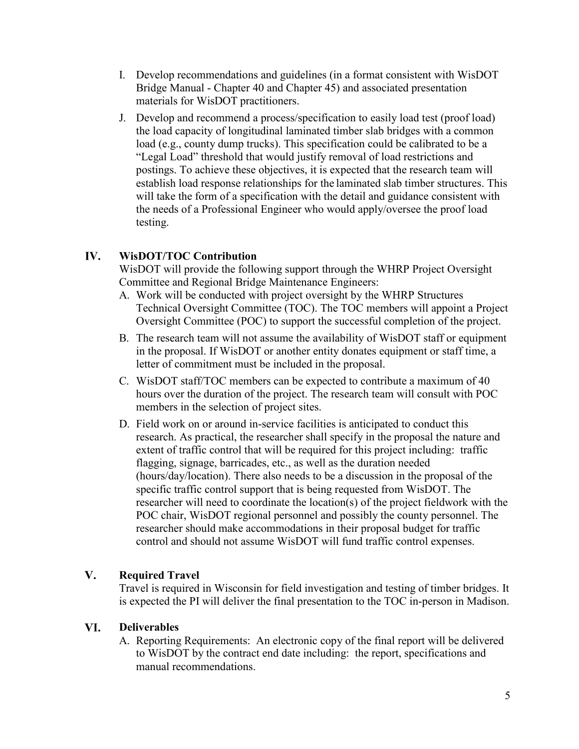I. Develop recommendations and guidelines (in a format consistent with WisDOT Bridge Manual - Chapter 40 and Chapter 45) and associated presentation materials for WisDOT practitioners.

J. Develop and recommend a process/specification to easily load test (proof load) the load capacity of longitudinal laminated timber slab bridges with a common load (e.g., county dump trucks). This specification could be calibrated to be a "Legal Load" threshold that would justify removal of load restrictions and postings. To achieve these objectives, it is expected that the research team will establish load response relationships for the laminated slab timber structures. This will take the form of a specification with the detail and guidance consistent with the needs of a Professional Engineer who would apply/oversee the proof load testing.

## IV. WisDOT/TOC Contribution

WisDOT will provide the following support through the WHRP Project Oversight Committee and Regional Bridge Maintenance Engineers:

A. Work will be conducted with project oversight by the WHRP Structures Technical Oversight Committee (TOC). The TOC members will appoint a Project Oversight Committee (POC) to support the successful completion of the project.

B. The research team will not assume the availability of WisDOT staff or equipment in the proposal. If WisDOT or another entity donates equipment or staff time, a letter of commitment must be included in the proposal.

C. WisDOT staff/TOC members can be expected to contribute a maximum of 40 hours over the duration of the project. The research team will consult with POC members in the selection of project sites.

D. Field work on or around in-service facilities is anticipated to conduct this research. As practical, the researcher shall specify in the proposal the nature and extent of traffic control that will be required for this project including: traffic flagging, signage, barricades, etc., as well as the duration needed (hours/day/location). There also needs to be a discussion in the proposal of the specific traffic control support that is being requested from WisDOT. The researcher will need to coordinate the location(s) of the project fieldwork with the POC chair, WisDOT regional personnel and possibly the county personnel. The researcher should make accommodations in their proposal budget for traffic control and should not assume WisDOT will fund traffic control expenses.

## V. Required Travel

Travel is required in Wisconsin for field investigation and testing of timber bridges. It is expected the PI will deliver the final presentation to the TOC in-person in Madison.

## VI. Deliverables

A. Reporting Requirements: An electronic copy of the final report will be delivered to WisDOT by the contract end date including: the report, specifications and manual recommendations.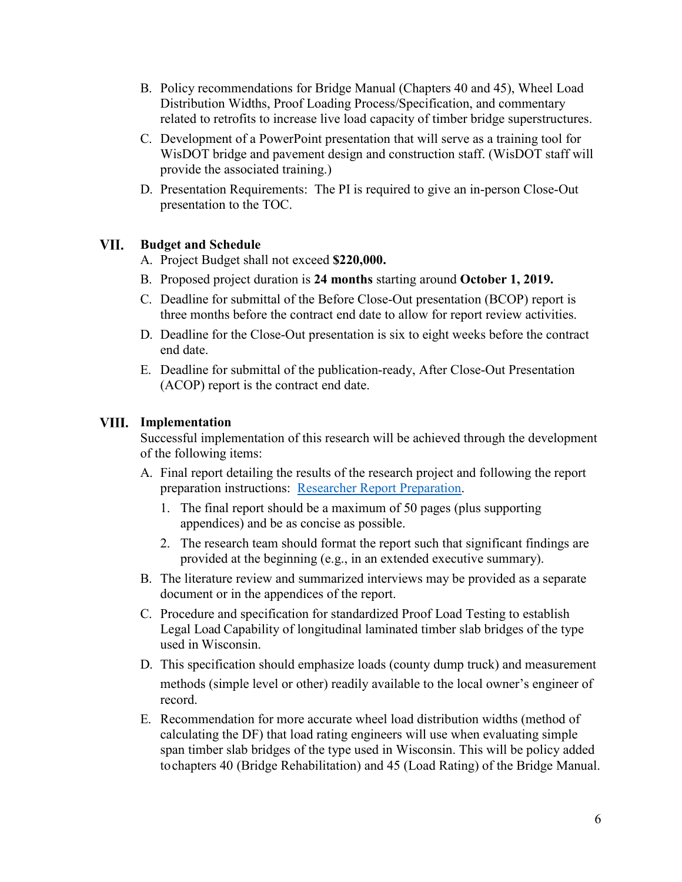B. Policy recommendations for Bridge Manual (Chapters 40 and 45), Wheel Load Distribution Widths, Proof Loading Process/Specification, and commentary related to retrofits to increase live load capacity of timber bridge superstructures.

C. Development of a PowerPoint presentation that will serve as a training tool for WisDOT bridge and pavement design and construction staff. (WisDOT staff will provide the associated training.)

D. Presentation Requirements: The PI is required to give an in-person Close-Out presentation to the TOC.

## VII. Budget and Schedule

A. Project Budget shall not exceed **$220,000.**

B. Proposed project duration is **24 months** starting around **October 1, 2019.**

C. Deadline for submittal of the Before Close-Out presentation (BCOP) report is three months before the contract end date to allow for report review activities.

D. Deadline for the Close-Out presentation is six to eight weeks before the contract end date.

E. Deadline for submittal of the publication-ready, After Close-Out Presentation (ACOP) report is the contract end date.

## VIII. Implementation

Successful implementation of this research will be achieved through the development of the following items:

A. Final report detailing the results of the research project and following the report preparation instructions: Researcher Report Preparation.

   1. The final report should be a maximum of 50 pages (plus supporting appendices) and be as concise as possible.
   2. The research team should format the report such that significant findings are provided at the beginning (e.g., in an extended executive summary).

B. The literature review and summarized interviews may be provided as a separate document or in the appendices of the report.

C. Procedure and specification for standardized Proof Load Testing to establish Legal Load Capability of longitudinal laminated timber slab bridges of the type used in Wisconsin.

D. This specification should emphasize loads (county dump truck) and measurement methods (simple level or other) readily available to the local owner's engineer of record.

E. Recommendation for more accurate wheel load distribution widths (method of calculating the DF) that load rating engineers will use when evaluating simple span timber slab bridges of the type used in Wisconsin. This will be policy added to chapters 40 (Bridge Rehabilitation) and 45 (Load Rating) of the Bridge Manual.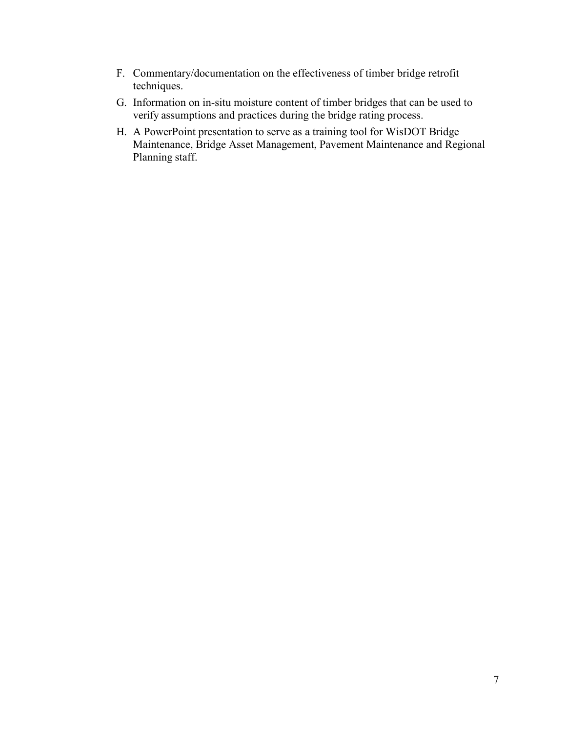F. Commentary/documentation on the effectiveness of timber bridge retrofit techniques.

G. Information on in-situ moisture content of timber bridges that can be used to verify assumptions and practices during the bridge rating process.

H. A PowerPoint presentation to serve as a training tool for WisDOT Bridge Maintenance, Bridge Asset Management, Pavement Maintenance and Regional Planning staff.